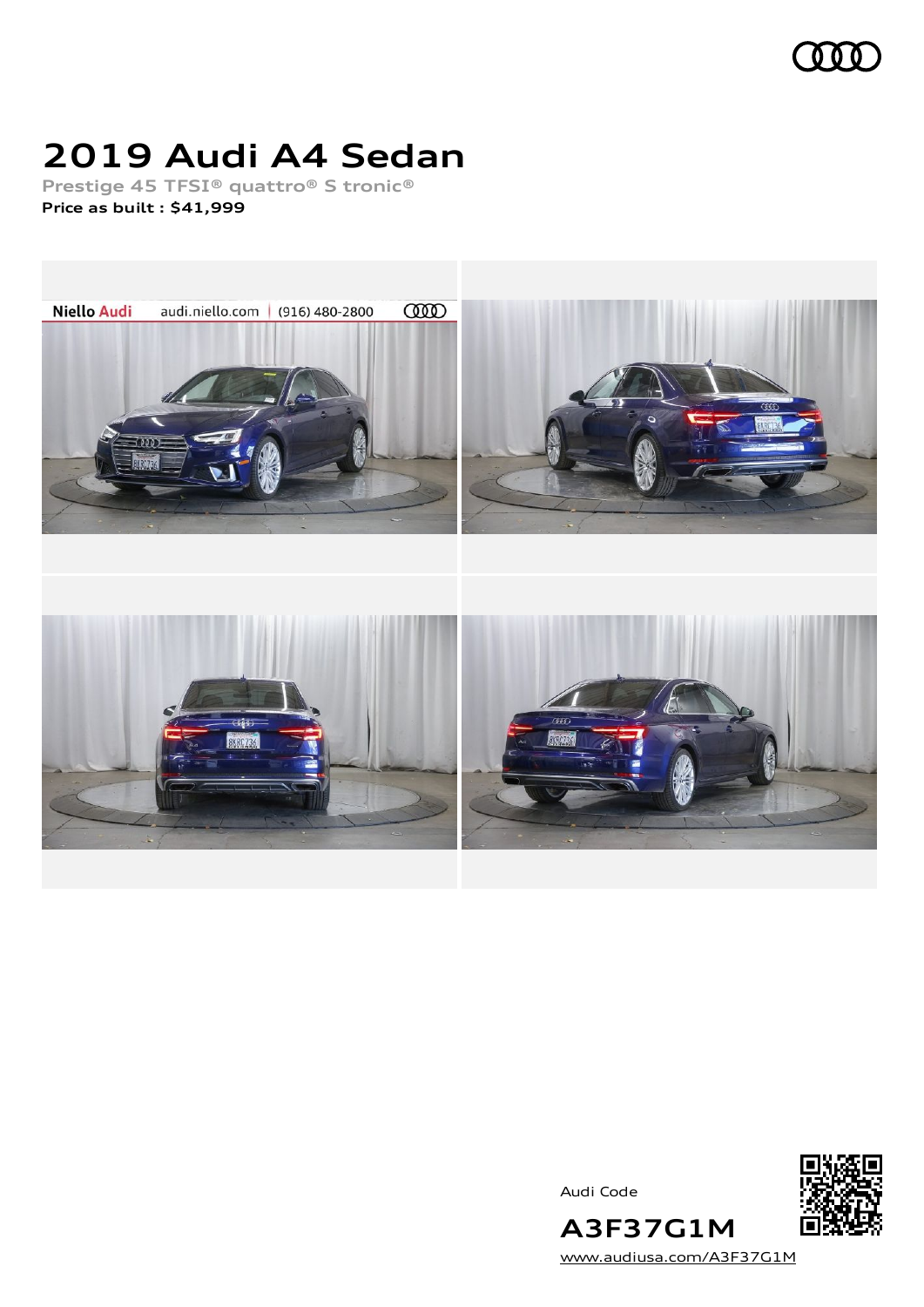# 2019 Audi A4 Sedan

**Prestige 45 TFSI® quattro® S tronic®**

**Price as built : $41,999**

Audi Code

**A3F37G1M**

www.audiusa.com/A3F37G1M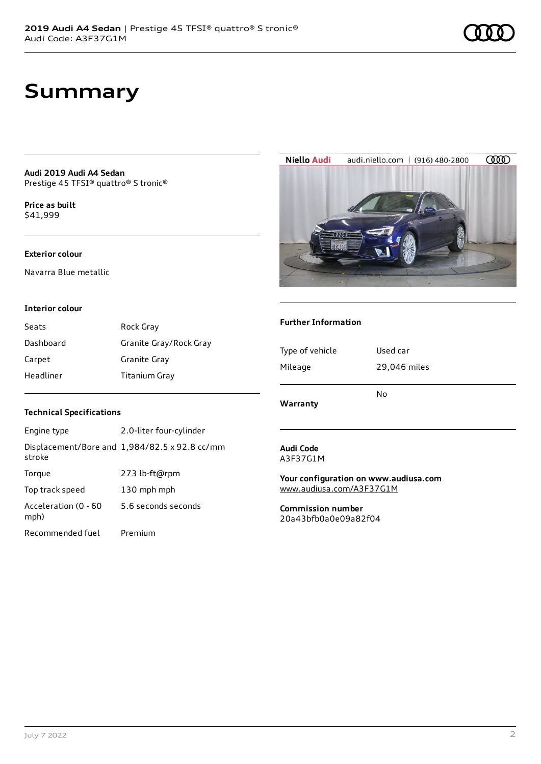# Summary

**Audi 2019 Audi A4 Sedan**
Prestige 45 TFSI® quattro® S tronic®

**Price as built**
$41,999

### Exterior colour

Navarra Blue metallic

### Interior colour

| | |
|---|---|
| Seats | Rock Gray |
| Dashboard | Granite Gray/Rock Gray |
| Carpet | Granite Gray |
| Headliner | Titanium Gray |

### Technical Specifications

| | |
|---|---|
| Engine type | 2.0-liter four-cylinder |
| Displacement/Bore and stroke | 1,984/82.5 x 92.8 cc/mm |
| Torque | 273 lb-ft@rpm |
| Top track speed | 130 mph mph |
| Acceleration (0 - 60 mph) | 5.6 seconds seconds |
| Recommended fuel | Premium |

### Further Information

| | |
|---|---|
| Type of vehicle | Used car |
| Mileage | 29,046 miles |
| **Warranty** | No |

**Audi Code**
A3F37G1M

**Your configuration on www.audiusa.com**
www.audiusa.com/A3F37G1M

**Commission number**
20a43bfb0a0e09a82f04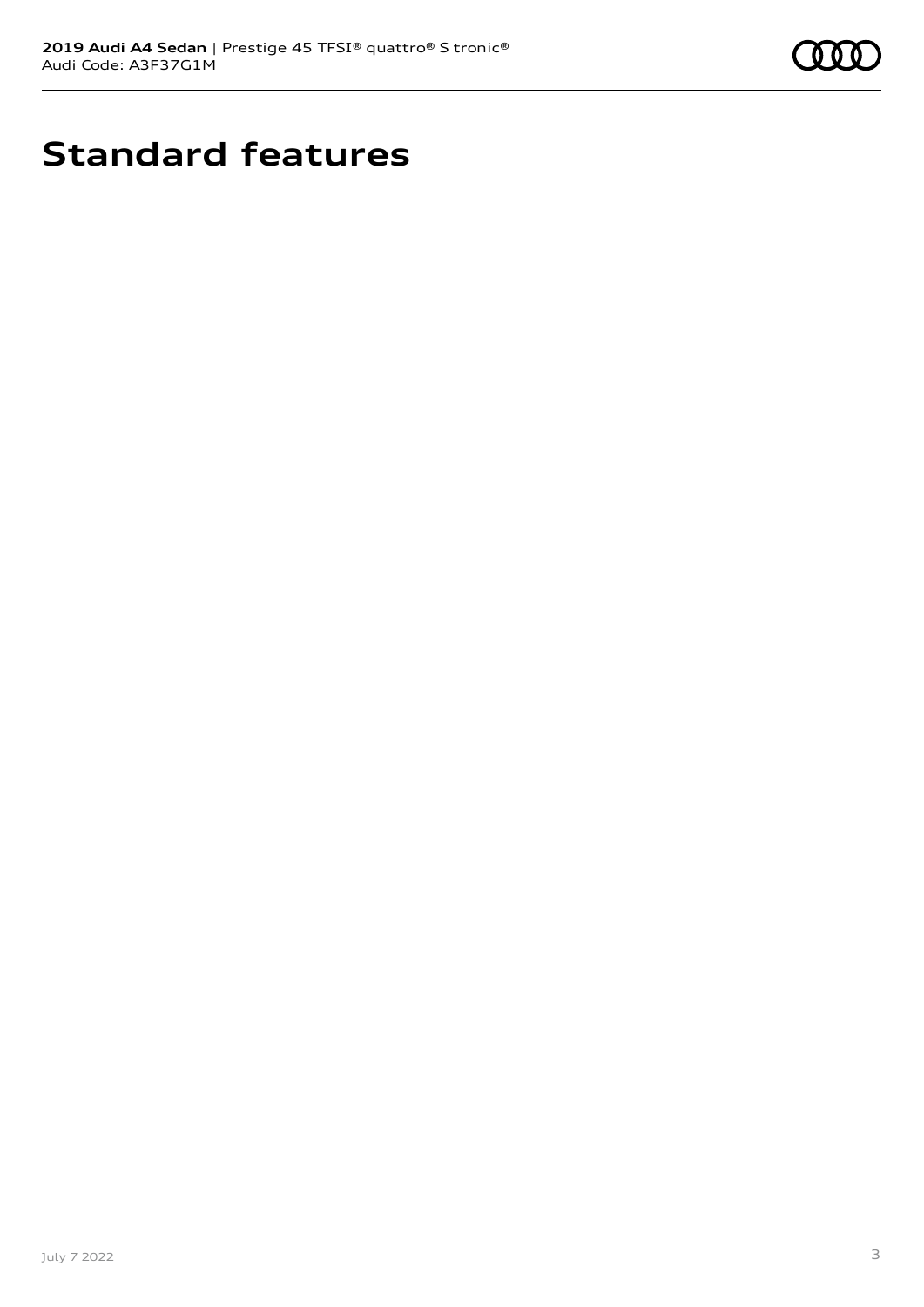# Standard features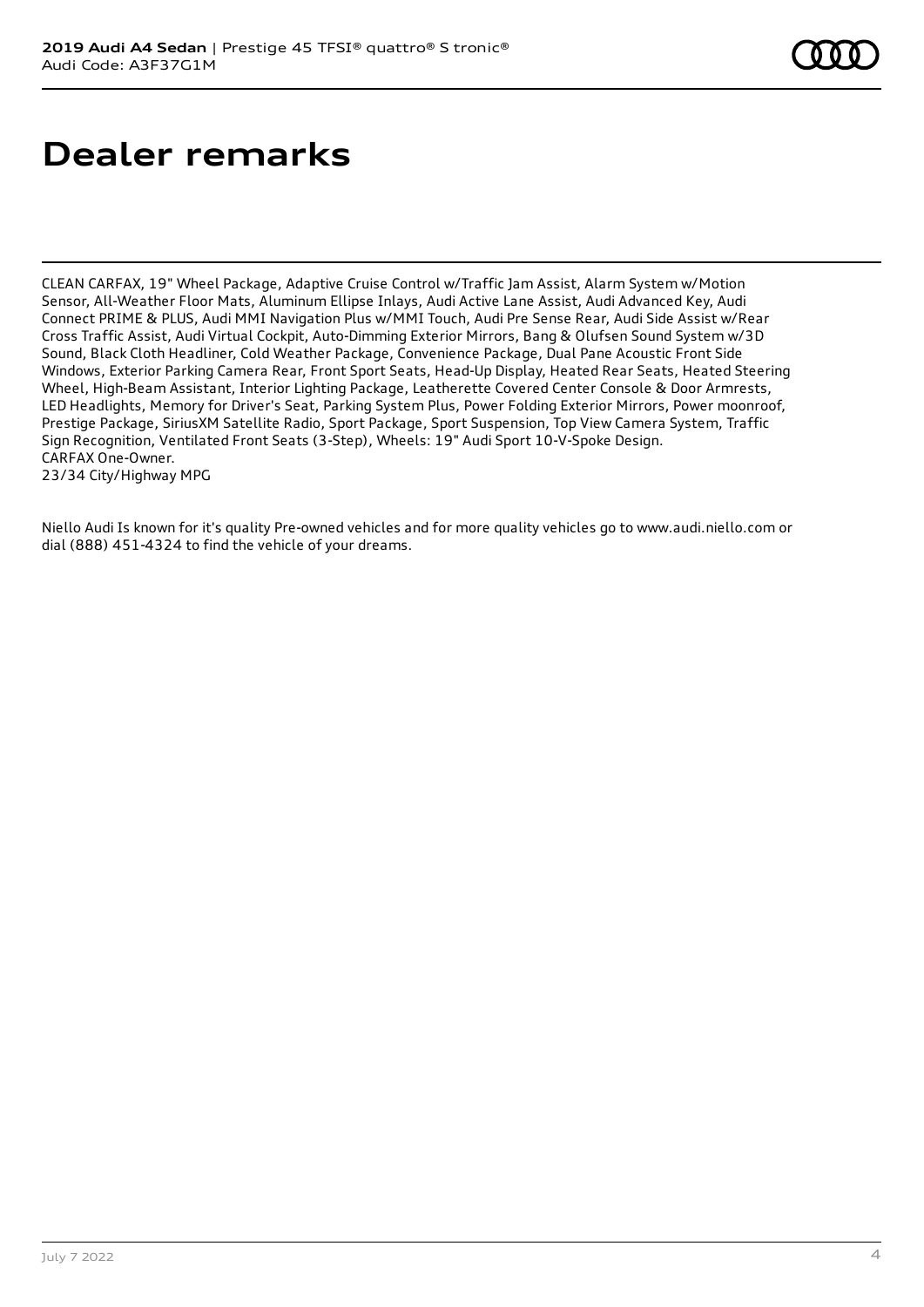# Dealer remarks

CLEAN CARFAX, 19" Wheel Package, Adaptive Cruise Control w/Traffic Jam Assist, Alarm System w/Motion Sensor, All-Weather Floor Mats, Aluminum Ellipse Inlays, Audi Active Lane Assist, Audi Advanced Key, Audi Connect PRIME & PLUS, Audi MMI Navigation Plus w/MMI Touch, Audi Pre Sense Rear, Audi Side Assist w/Rear Cross Traffic Assist, Audi Virtual Cockpit, Auto-Dimming Exterior Mirrors, Bang & Olufsen Sound System w/3D Sound, Black Cloth Headliner, Cold Weather Package, Convenience Package, Dual Pane Acoustic Front Side Windows, Exterior Parking Camera Rear, Front Sport Seats, Head-Up Display, Heated Rear Seats, Heated Steering Wheel, High-Beam Assistant, Interior Lighting Package, Leatherette Covered Center Console & Door Armrests, LED Headlights, Memory for Driver's Seat, Parking System Plus, Power Folding Exterior Mirrors, Power moonroof, Prestige Package, SiriusXM Satellite Radio, Sport Package, Sport Suspension, Top View Camera System, Traffic Sign Recognition, Ventilated Front Seats (3-Step), Wheels: 19" Audi Sport 10-V-Spoke Design.
CARFAX One-Owner.
23/34 City/Highway MPG

Niello Audi Is known for it's quality Pre-owned vehicles and for more quality vehicles go to www.audi.niello.com or dial (888) 451-4324 to find the vehicle of your dreams.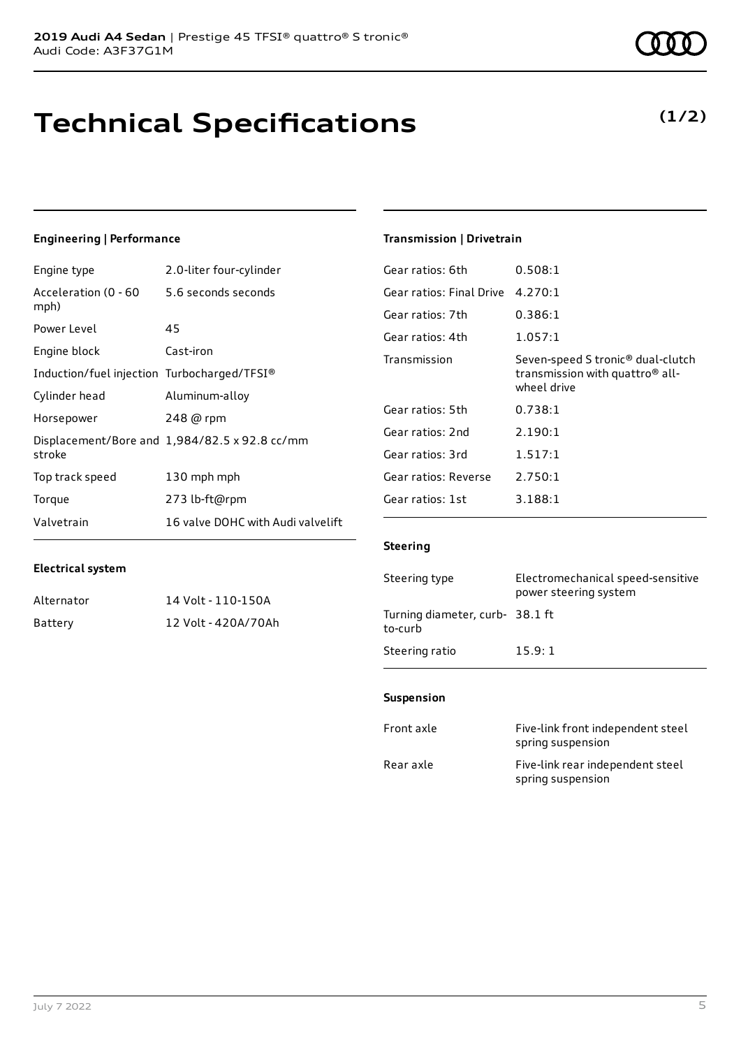**2019 Audi A4 Sedan** | Prestige 45 TFSI® quattro® S tronic®
Audi Code: A3F37G1M

# Technical Specifications

**(1/2)**

### Engineering | Performance

| | |
|---|---|
| Engine type | 2.0-liter four-cylinder |
| Acceleration (0 - 60 mph) | 5.6 seconds seconds |
| Power Level | 45 |
| Engine block | Cast-iron |
| Induction/fuel injection | Turbocharged/TFSI® |
| Cylinder head | Aluminum-alloy |
| Horsepower | 248 @ rpm |
| Displacement/Bore and stroke | 1,984/82.5 x 92.8 cc/mm |
| Top track speed | 130 mph mph |
| Torque | 273 lb-ft@rpm |
| Valvetrain | 16 valve DOHC with Audi valvelift |

### Electrical system

| | |
|---|---|
| Alternator | 14 Volt - 110-150A |
| Battery | 12 Volt - 420A/70Ah |

### Transmission | Drivetrain

| | |
|---|---|
| Gear ratios: 6th | 0.508:1 |
| Gear ratios: Final Drive | 4.270:1 |
| Gear ratios: 7th | 0.386:1 |
| Gear ratios: 4th | 1.057:1 |
| Transmission | Seven-speed S tronic® dual-clutch transmission with quattro® all-wheel drive |
| Gear ratios: 5th | 0.738:1 |
| Gear ratios: 2nd | 2.190:1 |
| Gear ratios: 3rd | 1.517:1 |
| Gear ratios: Reverse | 2.750:1 |
| Gear ratios: 1st | 3.188:1 |

### Steering

| | |
|---|---|
| Steering type | Electromechanical speed-sensitive power steering system |
| Turning diameter, curb-to-curb | 38.1 ft |
| Steering ratio | 15.9: 1 |

### Suspension

| | |
|---|---|
| Front axle | Five-link front independent steel spring suspension |
| Rear axle | Five-link rear independent steel spring suspension |

July 7 2022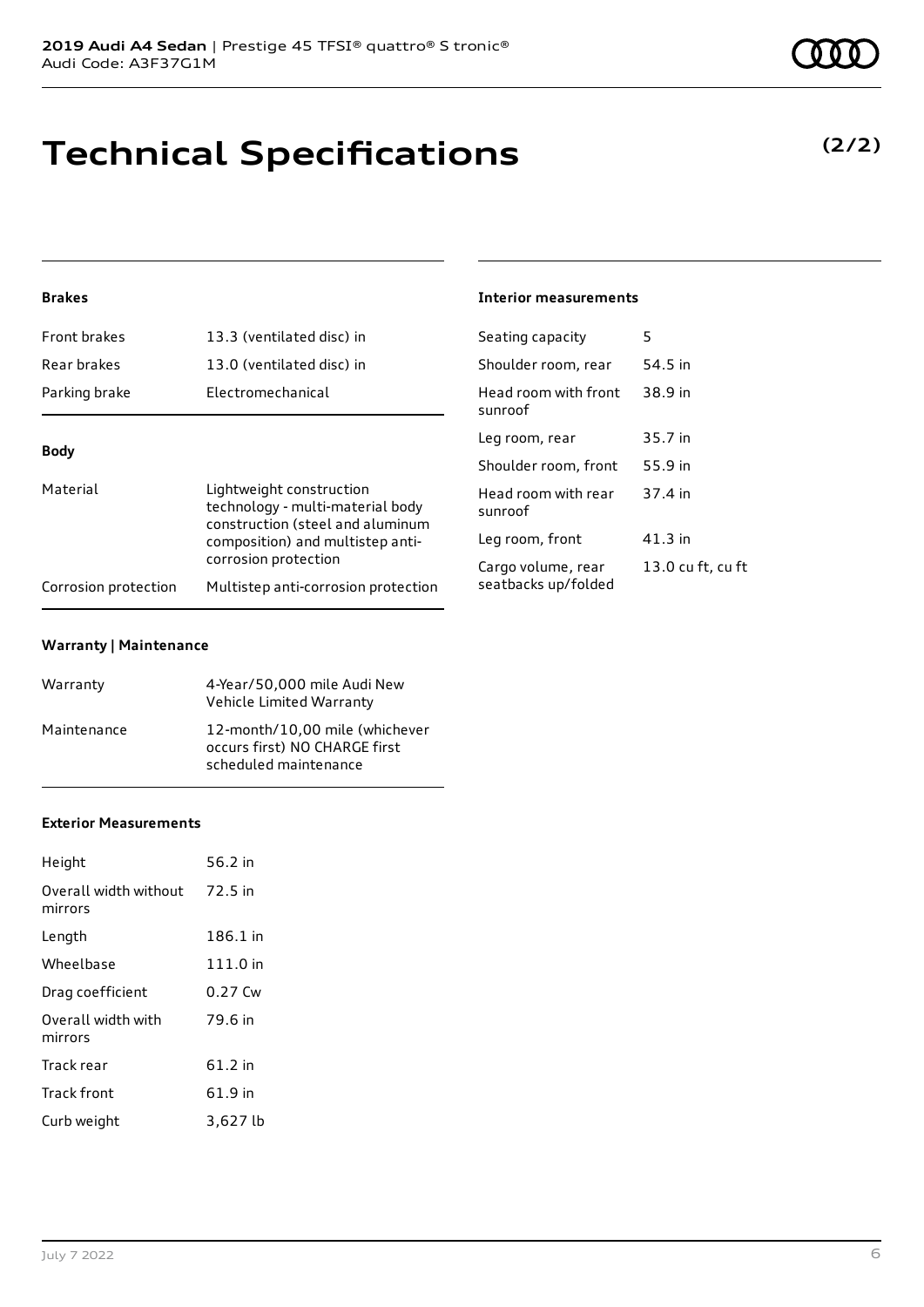# Technical Specifications

**(2/2)**

### Brakes

| | |
|---|---|
| Front brakes | 13.3 (ventilated disc) in |
| Rear brakes | 13.0 (ventilated disc) in |
| Parking brake | Electromechanical |

### Body

| | |
|---|---|
| Material | Lightweight construction technology - multi-material body construction (steel and aluminum composition) and multistep anti-corrosion protection |
| Corrosion protection | Multistep anti-corrosion protection |

### Warranty | Maintenance

| | |
|---|---|
| Warranty | 4-Year/50,000 mile Audi New Vehicle Limited Warranty |
| Maintenance | 12-month/10,00 mile (whichever occurs first) NO CHARGE first scheduled maintenance |

### Exterior Measurements

| | |
|---|---|
| Height | 56.2 in |
| Overall width without mirrors | 72.5 in |
| Length | 186.1 in |
| Wheelbase | 111.0 in |
| Drag coefficient | 0.27 Cw |
| Overall width with mirrors | 79.6 in |
| Track rear | 61.2 in |
| Track front | 61.9 in |
| Curb weight | 3,627 lb |

### Interior measurements

| | |
|---|---|
| Seating capacity | 5 |
| Shoulder room, rear | 54.5 in |
| Head room with front sunroof | 38.9 in |
| Leg room, rear | 35.7 in |
| Shoulder room, front | 55.9 in |
| Head room with rear sunroof | 37.4 in |
| Leg room, front | 41.3 in |
| Cargo volume, rear seatbacks up/folded | 13.0 cu ft, cu ft |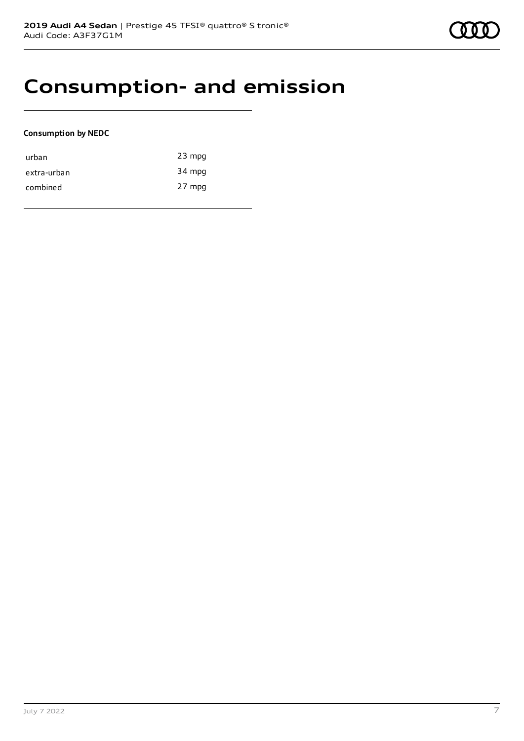# Consumption- and emission

**Consumption by NEDC**

| | |
|---|---|
| urban | 23 mpg |
| extra-urban | 34 mpg |
| combined | 27 mpg |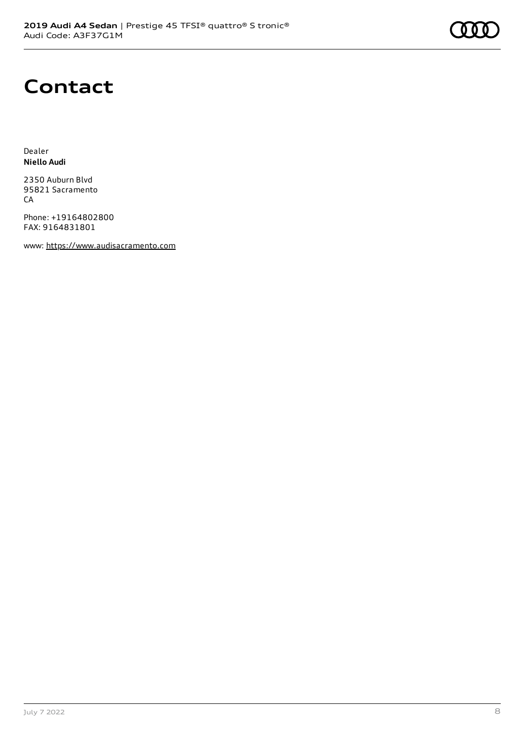# Contact

Dealer
**Niello Audi**

2350 Auburn Blvd
95821 Sacramento
CA

Phone: +19164802800
FAX: 9164831801

www: https://www.audisacramento.com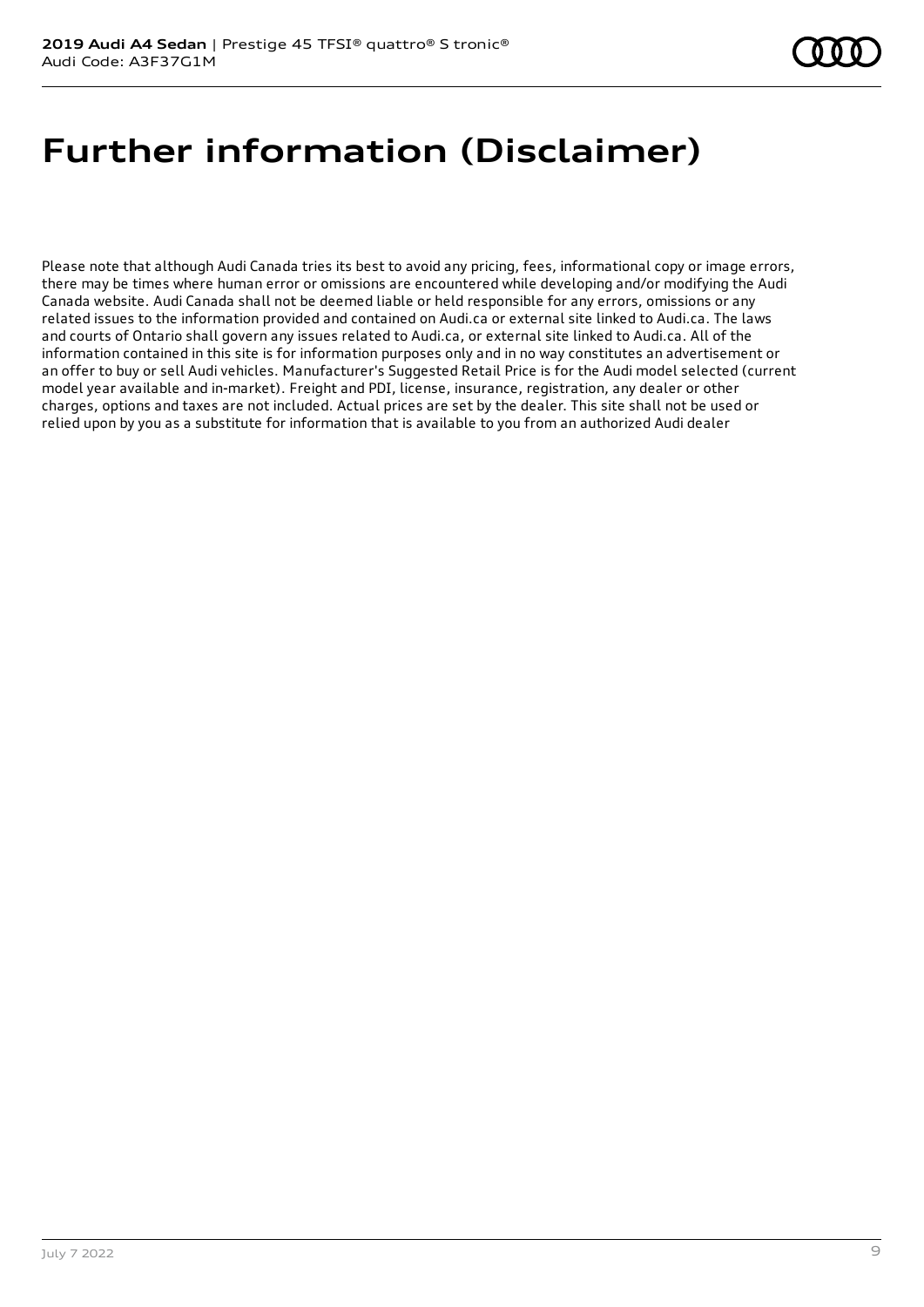# Further information (Disclaimer)

Please note that although Audi Canada tries its best to avoid any pricing, fees, informational copy or image errors, there may be times where human error or omissions are encountered while developing and/or modifying the Audi Canada website. Audi Canada shall not be deemed liable or held responsible for any errors, omissions or any related issues to the information provided and contained on Audi.ca or external site linked to Audi.ca. The laws and courts of Ontario shall govern any issues related to Audi.ca, or external site linked to Audi.ca. All of the information contained in this site is for information purposes only and in no way constitutes an advertisement or an offer to buy or sell Audi vehicles. Manufacturer's Suggested Retail Price is for the Audi model selected (current model year available and in-market). Freight and PDI, license, insurance, registration, any dealer or other charges, options and taxes are not included. Actual prices are set by the dealer. This site shall not be used or relied upon by you as a substitute for information that is available to you from an authorized Audi dealer